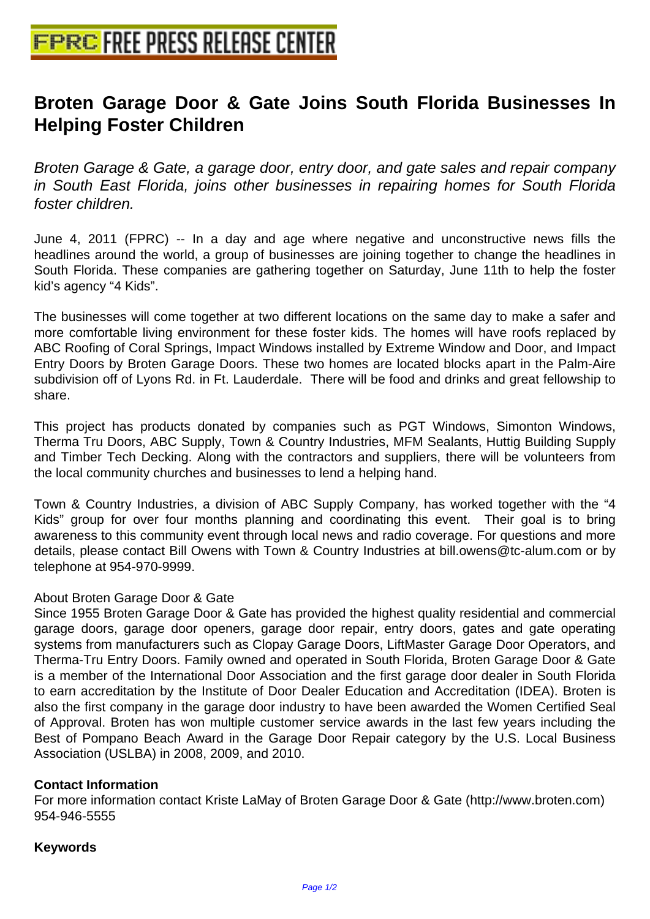# FPRC FREE PRESS RELEASE CENTER

## Broten Garage Door & Gate Joins South Florida Businesses In Helping Foster Children

*Broten Garage & Gate, a garage door, entry door, and gate sales and repair company in South East Florida, joins other businesses in repairing homes for South Florida foster children.*

June 4, 2011 (FPRC) -- In a day and age where negative and unconstructive news fills the headlines around the world, a group of businesses are joining together to change the headlines in South Florida. These companies are gathering together on Saturday, June 11th to help the foster kid's agency "4 Kids".

The businesses will come together at two different locations on the same day to make a safer and more comfortable living environment for these foster kids. The homes will have roofs replaced by ABC Roofing of Coral Springs, Impact Windows installed by Extreme Window and Door, and Impact Entry Doors by Broten Garage Doors. These two homes are located blocks apart in the Palm-Aire subdivision off of Lyons Rd. in Ft. Lauderdale. There will be food and drinks and great fellowship to share.

This project has products donated by companies such as PGT Windows, Simonton Windows, Therma Tru Doors, ABC Supply, Town & Country Industries, MFM Sealants, Huttig Building Supply and Timber Tech Decking. Along with the contractors and suppliers, there will be volunteers from the local community churches and businesses to lend a helping hand.

Town & Country Industries, a division of ABC Supply Company, has worked together with the "4 Kids" group for over four months planning and coordinating this event. Their goal is to bring awareness to this community event through local news and radio coverage. For questions and more details, please contact Bill Owens with Town & Country Industries at bill.owens@tc-alum.com or by telephone at 954-970-9999.

About Broten Garage Door & Gate
Since 1955 Broten Garage Door & Gate has provided the highest quality residential and commercial garage doors, garage door openers, garage door repair, entry doors, gates and gate operating systems from manufacturers such as Clopay Garage Doors, LiftMaster Garage Door Operators, and Therma-Tru Entry Doors. Family owned and operated in South Florida, Broten Garage Door & Gate is a member of the International Door Association and the first garage door dealer in South Florida to earn accreditation by the Institute of Door Dealer Education and Accreditation (IDEA). Broten is also the first company in the garage door industry to have been awarded the Women Certified Seal of Approval. Broten has won multiple customer service awards in the last few years including the Best of Pompano Beach Award in the Garage Door Repair category by the U.S. Local Business Association (USLBA) in 2008, 2009, and 2010.

**Contact Information**
For more information contact Kriste LaMay of Broten Garage Door & Gate (http://www.broten.com)
954-946-5555

**Keywords**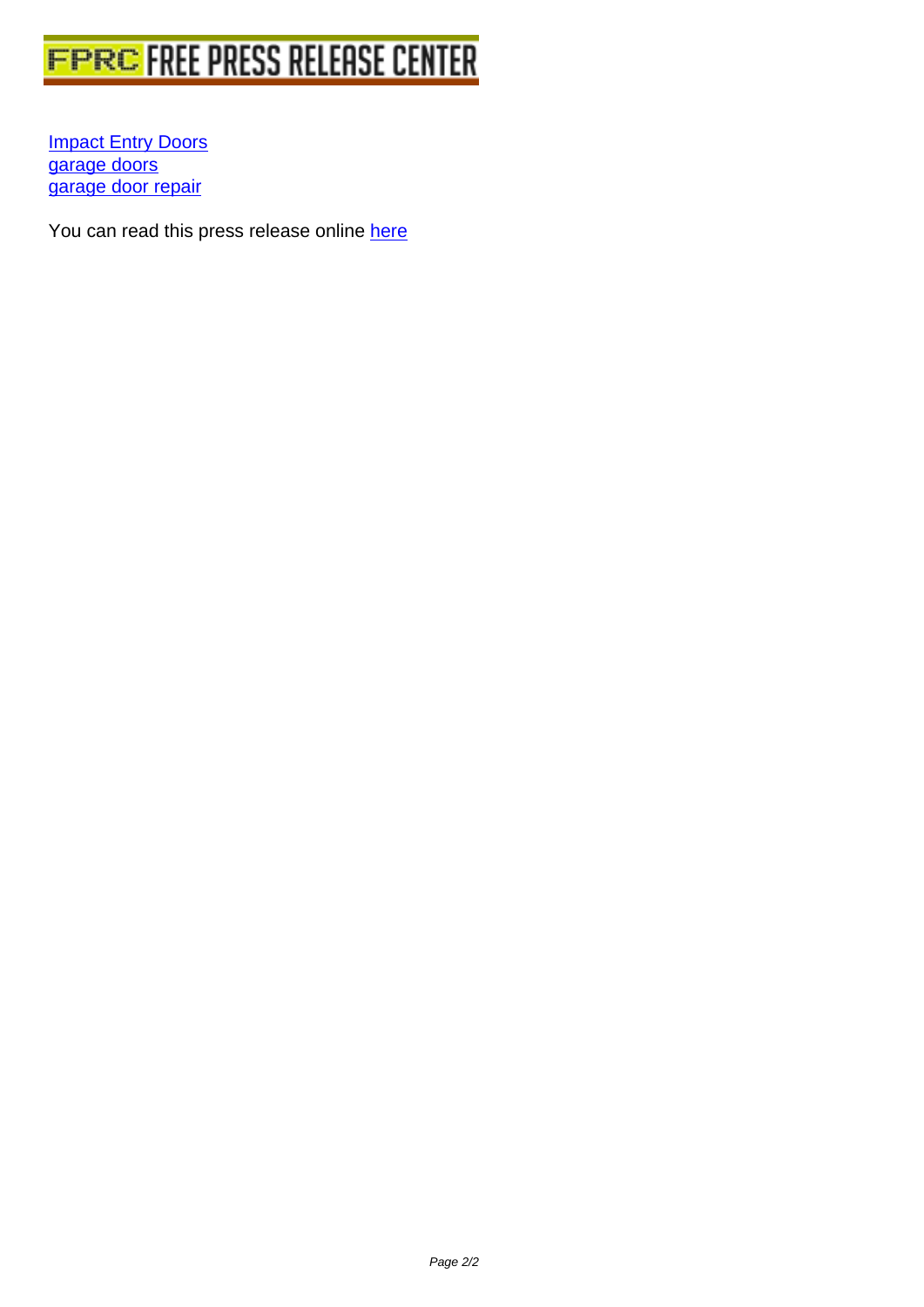Impact Entry Doors
garage doors
garage door repair

You can read this press release online here